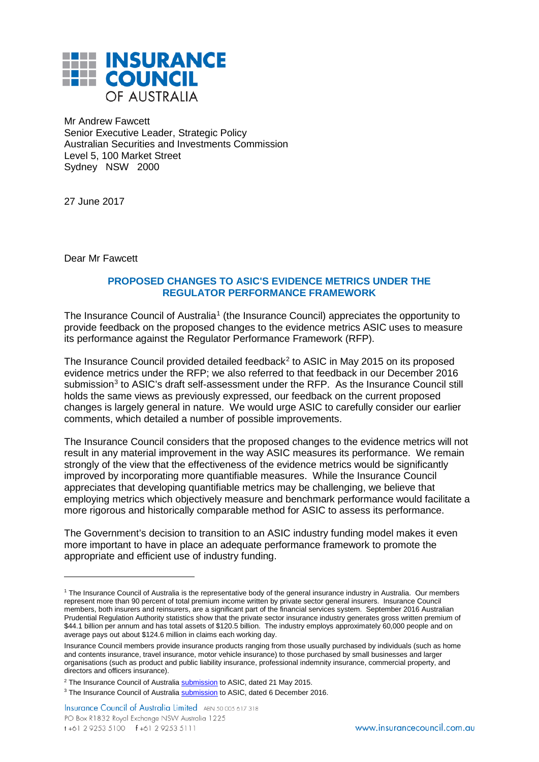**INSURANCE COUNCIL OF AUSTRALIA**

Mr Andrew Fawcett
Senior Executive Leader, Strategic Policy
Australian Securities and Investments Commission
Level 5, 100 Market Street
Sydney NSW 2000

27 June 2017

Dear Mr Fawcett

## PROPOSED CHANGES TO ASIC'S EVIDENCE METRICS UNDER THE REGULATOR PERFORMANCE FRAMEWORK

The Insurance Council of Australia[1] (the Insurance Council) appreciates the opportunity to provide feedback on the proposed changes to the evidence metrics ASIC uses to measure its performance against the Regulator Performance Framework (RFP).

The Insurance Council provided detailed feedback[2] to ASIC in May 2015 on its proposed evidence metrics under the RFP; we also referred to that feedback in our December 2016 submission[3] to ASIC's draft self-assessment under the RFP. As the Insurance Council still holds the same views as previously expressed, our feedback on the current proposed changes is largely general in nature. We would urge ASIC to carefully consider our earlier comments, which detailed a number of possible improvements.

The Insurance Council considers that the proposed changes to the evidence metrics will not result in any material improvement in the way ASIC measures its performance. We remain strongly of the view that the effectiveness of the evidence metrics would be significantly improved by incorporating more quantifiable measures. While the Insurance Council appreciates that developing quantifiable metrics may be challenging, we believe that employing metrics which objectively measure and benchmark performance would facilitate a more rigorous and historically comparable method for ASIC to assess its performance.

The Government's decision to transition to an ASIC industry funding model makes it even more important to have in place an adequate performance framework to promote the appropriate and efficient use of industry funding.

---

[1] The Insurance Council of Australia is the representative body of the general insurance industry in Australia. Our members represent more than 90 percent of total premium income written by private sector general insurers. Insurance Council members, both insurers and reinsurers, are a significant part of the financial services system. September 2016 Australian Prudential Regulation Authority statistics show that the private sector insurance industry generates gross written premium of $44.1 billion per annum and has total assets of $120.5 billion. The industry employs approximately 60,000 people and on average pays out about $124.6 million in claims each working day.

Insurance Council members provide insurance products ranging from those usually purchased by individuals (such as home and contents insurance, travel insurance, motor vehicle insurance) to those purchased by small businesses and larger organisations (such as product and public liability insurance, professional indemnity insurance, commercial property, and directors and officers insurance).

[2] The Insurance Council of Australia submission to ASIC, dated 21 May 2015.

[3] The Insurance Council of Australia submission to ASIC, dated 6 December 2016.

Insurance Council of Australia Limited ABN 50 005 617 318
PO Box R1832 Royal Exchange NSW Australia 1225
t +61 2 9253 5100 f +61 2 9253 5111
www.insurancecouncil.com.au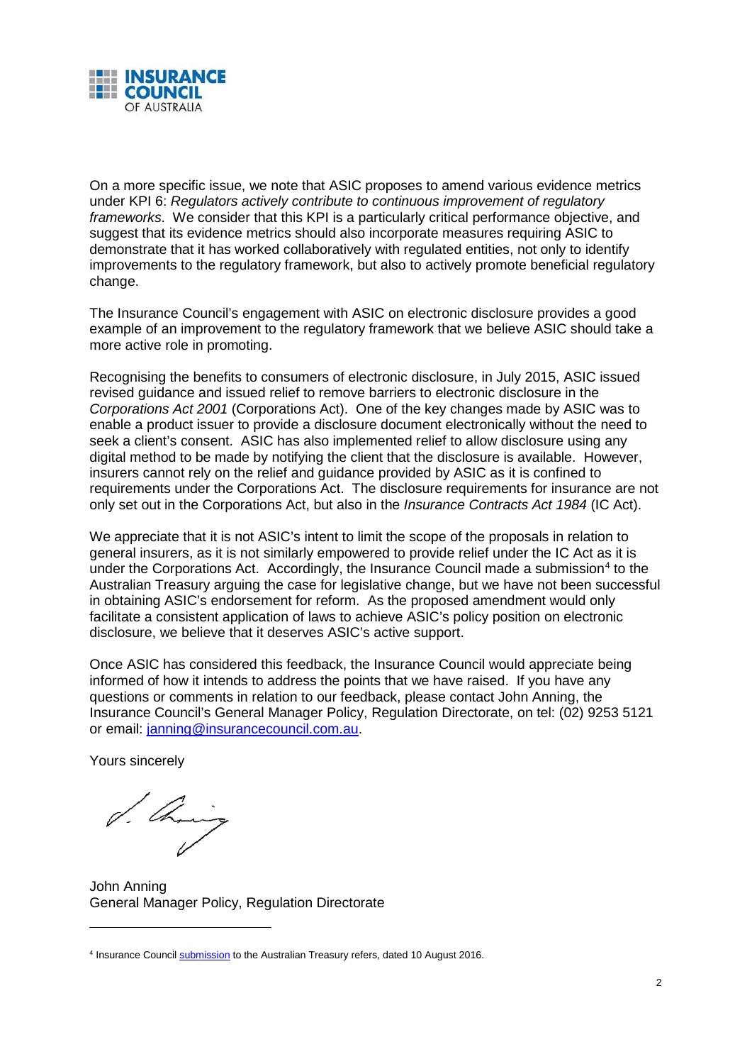On a more specific issue, we note that ASIC proposes to amend various evidence metrics under KPI 6: *Regulators actively contribute to continuous improvement of regulatory frameworks*. We consider that this KPI is a particularly critical performance objective, and suggest that its evidence metrics should also incorporate measures requiring ASIC to demonstrate that it has worked collaboratively with regulated entities, not only to identify improvements to the regulatory framework, but also to actively promote beneficial regulatory change.

The Insurance Council's engagement with ASIC on electronic disclosure provides a good example of an improvement to the regulatory framework that we believe ASIC should take a more active role in promoting.

Recognising the benefits to consumers of electronic disclosure, in July 2015, ASIC issued revised guidance and issued relief to remove barriers to electronic disclosure in the *Corporations Act 2001* (Corporations Act). One of the key changes made by ASIC was to enable a product issuer to provide a disclosure document electronically without the need to seek a client's consent. ASIC has also implemented relief to allow disclosure using any digital method to be made by notifying the client that the disclosure is available. However, insurers cannot rely on the relief and guidance provided by ASIC as it is confined to requirements under the Corporations Act. The disclosure requirements for insurance are not only set out in the Corporations Act, but also in the *Insurance Contracts Act 1984* (IC Act).

We appreciate that it is not ASIC's intent to limit the scope of the proposals in relation to general insurers, as it is not similarly empowered to provide relief under the IC Act as it is under the Corporations Act. Accordingly, the Insurance Council made a submission[4] to the Australian Treasury arguing the case for legislative change, but we have not been successful in obtaining ASIC's endorsement for reform. As the proposed amendment would only facilitate a consistent application of laws to achieve ASIC's policy position on electronic disclosure, we believe that it deserves ASIC's active support.

Once ASIC has considered this feedback, the Insurance Council would appreciate being informed of how it intends to address the points that we have raised. If you have any questions or comments in relation to our feedback, please contact John Anning, the Insurance Council's General Manager Policy, Regulation Directorate, on tel: (02) 9253 5121 or email: janning@insurancecouncil.com.au.

Yours sincerely

John Anning
General Manager Policy, Regulation Directorate

---

[4] Insurance Council submission to the Australian Treasury refers, dated 10 August 2016.